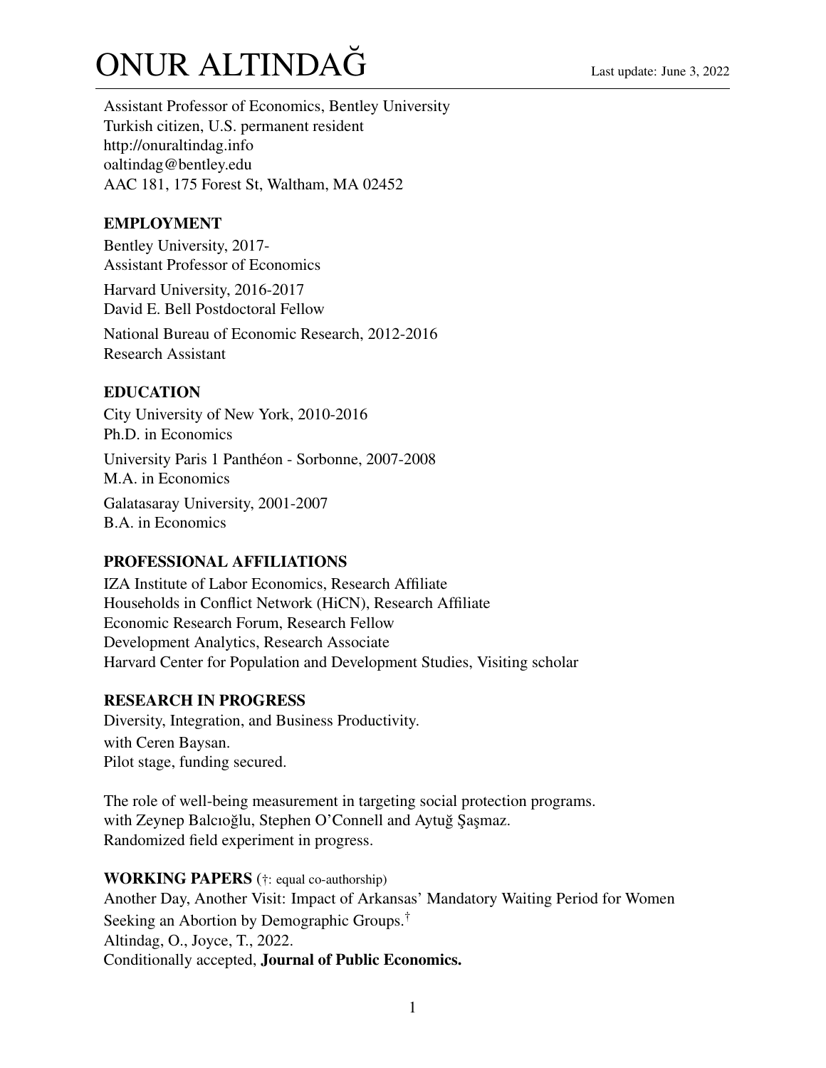# ONUR ALTINDAĞ

Last update: June 3, 2022

Assistant Professor of Economics, Bentley University
Turkish citizen, U.S. permanent resident
http://onuraltindag.info
oaltindag@bentley.edu
AAC 181, 175 Forest St, Waltham, MA 02452

## EMPLOYMENT

Bentley University, 2017-
Assistant Professor of Economics

Harvard University, 2016-2017
David E. Bell Postdoctoral Fellow

National Bureau of Economic Research, 2012-2016
Research Assistant

## EDUCATION

City University of New York, 2010-2016
Ph.D. in Economics

University Paris 1 Panthéon - Sorbonne, 2007-2008
M.A. in Economics

Galatasaray University, 2001-2007
B.A. in Economics

## PROFESSIONAL AFFILIATIONS

IZA Institute of Labor Economics, Research Affiliate
Households in Conflict Network (HiCN), Research Affiliate
Economic Research Forum, Research Fellow
Development Analytics, Research Associate
Harvard Center for Population and Development Studies, Visiting scholar

## RESEARCH IN PROGRESS

Diversity, Integration, and Business Productivity.
with Ceren Baysan.
Pilot stage, funding secured.

The role of well-being measurement in targeting social protection programs.
with Zeynep Balcıoğlu, Stephen O'Connell and Aytuğ Şaşmaz.
Randomized field experiment in progress.

## WORKING PAPERS (†: equal co-authorship)

Another Day, Another Visit: Impact of Arkansas' Mandatory Waiting Period for Women Seeking an Abortion by Demographic Groups.†
Altindag, O., Joyce, T., 2022.
Conditionally accepted, **Journal of Public Economics.**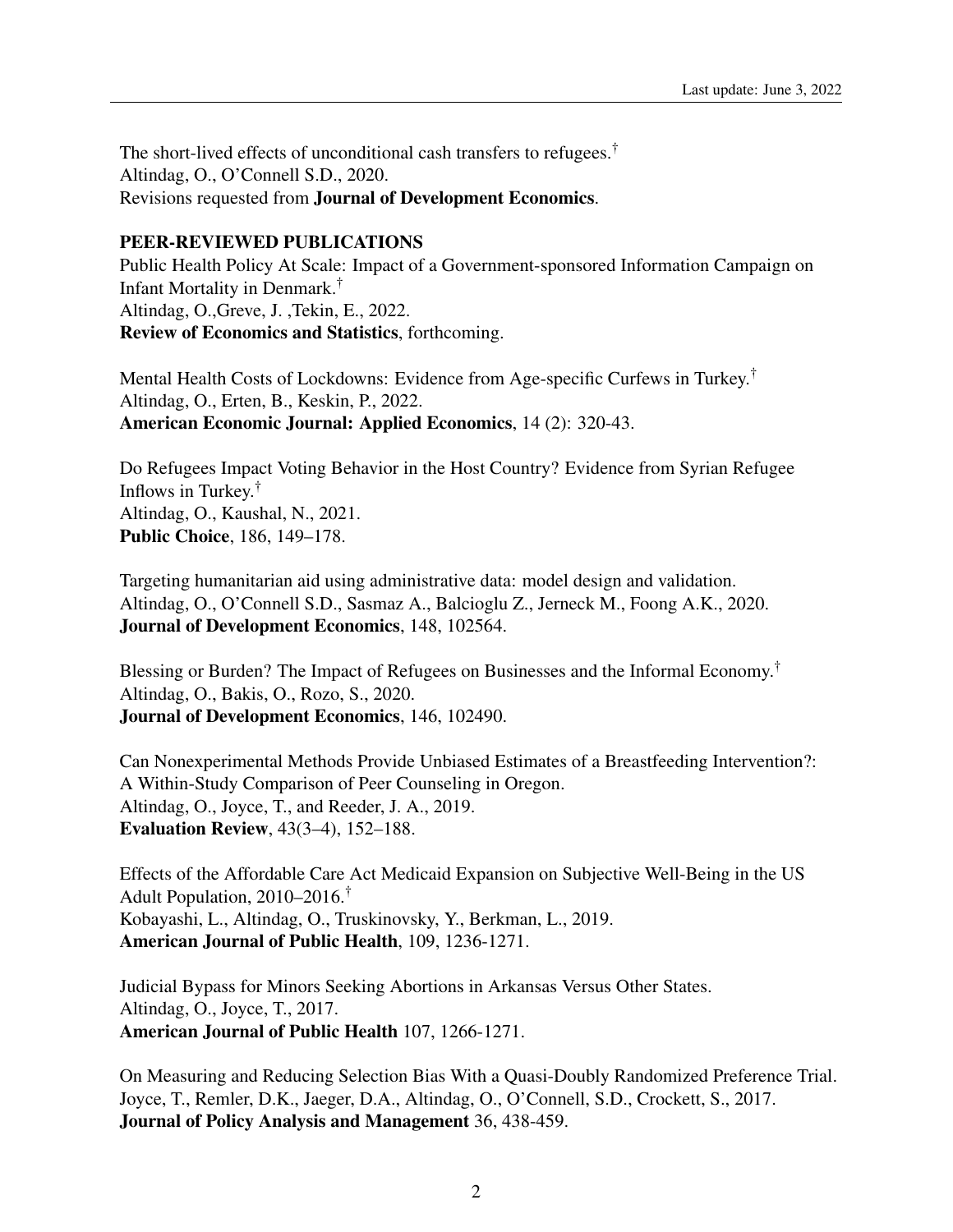The short-lived effects of unconditional cash transfers to refugees.†
Altindag, O., O'Connell S.D., 2020.
Revisions requested from **Journal of Development Economics**.

**PEER-REVIEWED PUBLICATIONS**

Public Health Policy At Scale: Impact of a Government-sponsored Information Campaign on Infant Mortality in Denmark.†
Altindag, O.,Greve, J. ,Tekin, E., 2022.
**Review of Economics and Statistics**, forthcoming.

Mental Health Costs of Lockdowns: Evidence from Age-specific Curfews in Turkey.†
Altindag, O., Erten, B., Keskin, P., 2022.
**American Economic Journal: Applied Economics**, 14 (2): 320-43.

Do Refugees Impact Voting Behavior in the Host Country? Evidence from Syrian Refugee Inflows in Turkey.†
Altindag, O., Kaushal, N., 2021.
**Public Choice**, 186, 149–178.

Targeting humanitarian aid using administrative data: model design and validation.
Altindag, O., O'Connell S.D., Sasmaz A., Balcioglu Z., Jerneck M., Foong A.K., 2020.
**Journal of Development Economics**, 148, 102564.

Blessing or Burden? The Impact of Refugees on Businesses and the Informal Economy.†
Altindag, O., Bakis, O., Rozo, S., 2020.
**Journal of Development Economics**, 146, 102490.

Can Nonexperimental Methods Provide Unbiased Estimates of a Breastfeeding Intervention?: A Within-Study Comparison of Peer Counseling in Oregon.
Altindag, O., Joyce, T., and Reeder, J. A., 2019.
**Evaluation Review**, 43(3–4), 152–188.

Effects of the Affordable Care Act Medicaid Expansion on Subjective Well-Being in the US Adult Population, 2010–2016.†
Kobayashi, L., Altindag, O., Truskinovsky, Y., Berkman, L., 2019.
**American Journal of Public Health**, 109, 1236-1271.

Judicial Bypass for Minors Seeking Abortions in Arkansas Versus Other States.
Altindag, O., Joyce, T., 2017.
**American Journal of Public Health** 107, 1266-1271.

On Measuring and Reducing Selection Bias With a Quasi-Doubly Randomized Preference Trial.
Joyce, T., Remler, D.K., Jaeger, D.A., Altindag, O., O'Connell, S.D., Crockett, S., 2017.
**Journal of Policy Analysis and Management** 36, 438-459.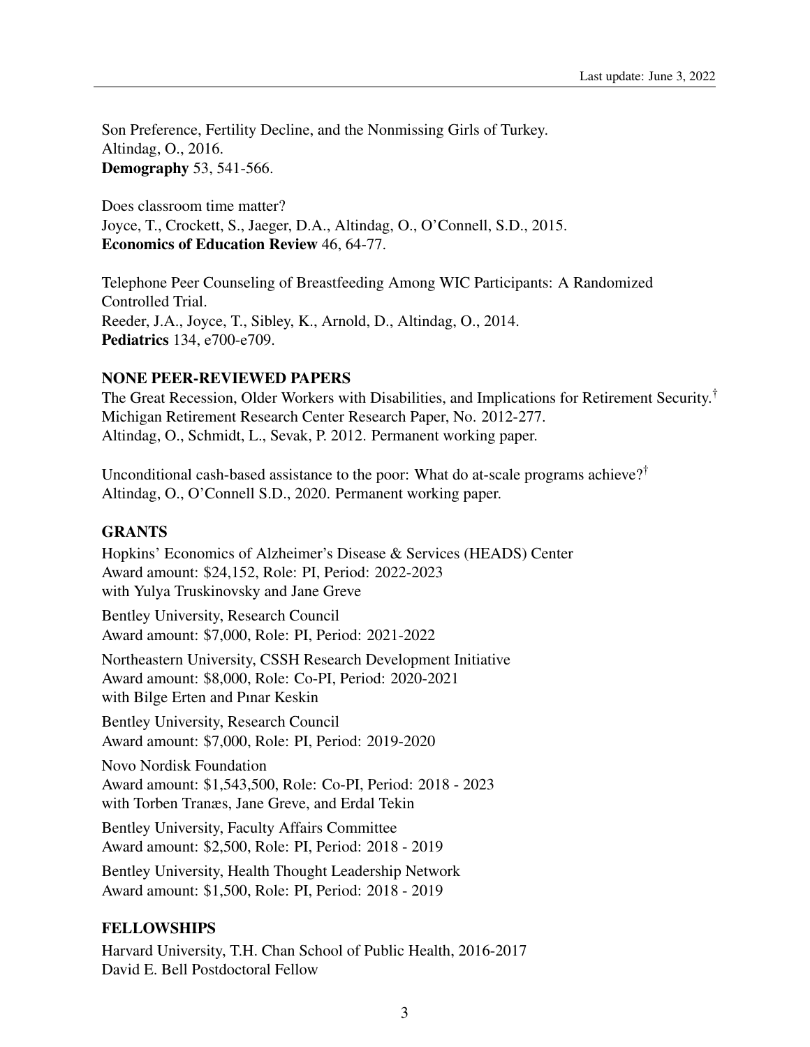Son Preference, Fertility Decline, and the Nonmissing Girls of Turkey.
Altindag, O., 2016.
**Demography** 53, 541-566.

Does classroom time matter?
Joyce, T., Crockett, S., Jaeger, D.A., Altindag, O., O'Connell, S.D., 2015.
**Economics of Education Review** 46, 64-77.

Telephone Peer Counseling of Breastfeeding Among WIC Participants: A Randomized Controlled Trial.
Reeder, J.A., Joyce, T., Sibley, K., Arnold, D., Altindag, O., 2014.
**Pediatrics** 134, e700-e709.

### NONE PEER-REVIEWED PAPERS

The Great Recession, Older Workers with Disabilities, and Implications for Retirement Security.†
Michigan Retirement Research Center Research Paper, No. 2012-277.
Altindag, O., Schmidt, L., Sevak, P. 2012. Permanent working paper.

Unconditional cash-based assistance to the poor: What do at-scale programs achieve?†
Altindag, O., O'Connell S.D., 2020. Permanent working paper.

### GRANTS

Hopkins' Economics of Alzheimer's Disease & Services (HEADS) Center
Award amount: $24,152, Role: PI, Period: 2022-2023
with Yulya Truskinovsky and Jane Greve

Bentley University, Research Council
Award amount: $7,000, Role: PI, Period: 2021-2022

Northeastern University, CSSH Research Development Initiative
Award amount: $8,000, Role: Co-PI, Period: 2020-2021
with Bilge Erten and Pınar Keskin

Bentley University, Research Council
Award amount: $7,000, Role: PI, Period: 2019-2020

Novo Nordisk Foundation
Award amount: $1,543,500, Role: Co-PI, Period: 2018 - 2023
with Torben Tranæs, Jane Greve, and Erdal Tekin

Bentley University, Faculty Affairs Committee
Award amount: $2,500, Role: PI, Period: 2018 - 2019

Bentley University, Health Thought Leadership Network
Award amount: $1,500, Role: PI, Period: 2018 - 2019

### FELLOWSHIPS

Harvard University, T.H. Chan School of Public Health, 2016-2017
David E. Bell Postdoctoral Fellow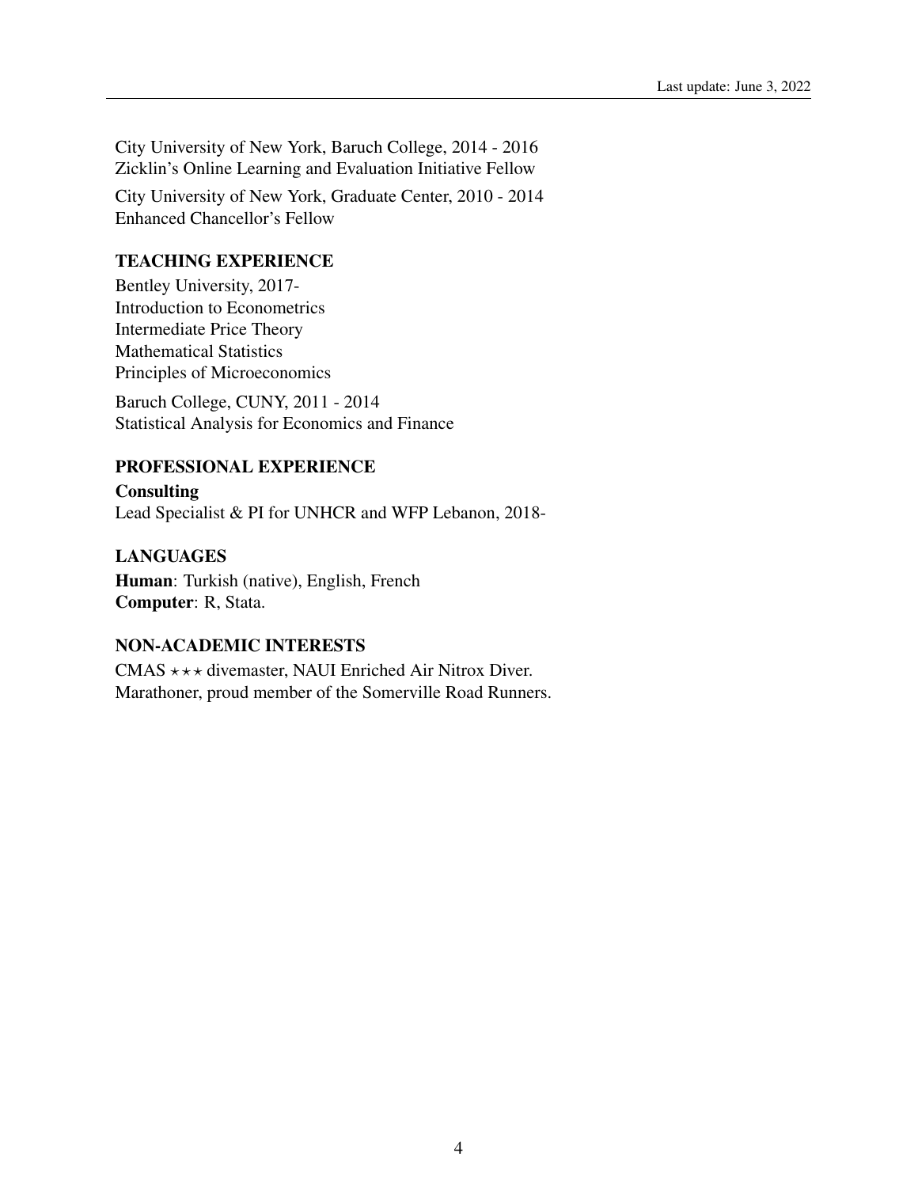City University of New York, Baruch College, 2014 - 2016
Zicklin's Online Learning and Evaluation Initiative Fellow

City University of New York, Graduate Center, 2010 - 2014
Enhanced Chancellor's Fellow

## TEACHING EXPERIENCE

Bentley University, 2017-
Introduction to Econometrics
Intermediate Price Theory
Mathematical Statistics
Principles of Microeconomics

Baruch College, CUNY, 2011 - 2014
Statistical Analysis for Economics and Finance

## PROFESSIONAL EXPERIENCE

**Consulting**
Lead Specialist & PI for UNHCR and WFP Lebanon, 2018-

## LANGUAGES

**Human**: Turkish (native), English, French
**Computer**: R, Stata.

## NON-ACADEMIC INTERESTS

CMAS ⋆⋆⋆ divemaster, NAUI Enriched Air Nitrox Diver.
Marathoner, proud member of the Somerville Road Runners.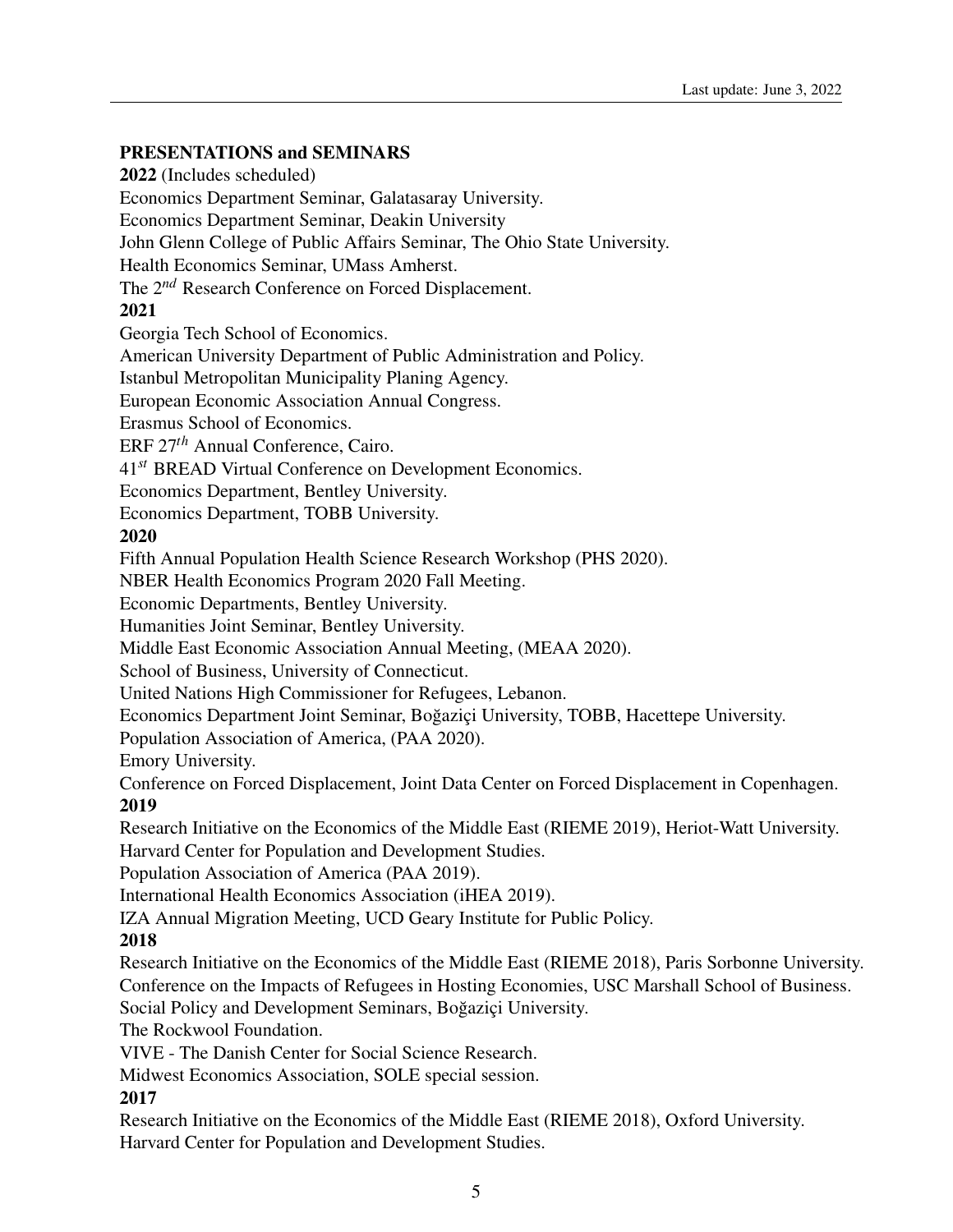## PRESENTATIONS and SEMINARS

**2022** (Includes scheduled)

Economics Department Seminar, Galatasaray University.
Economics Department Seminar, Deakin University
John Glenn College of Public Affairs Seminar, The Ohio State University.
Health Economics Seminar, UMass Amherst.
The 2$^{nd}$ Research Conference on Forced Displacement.

**2021**

Georgia Tech School of Economics.
American University Department of Public Administration and Policy.
Istanbul Metropolitan Municipality Planing Agency.
European Economic Association Annual Congress.
Erasmus School of Economics.
ERF 27$^{th}$ Annual Conference, Cairo.
41$^{st}$ BREAD Virtual Conference on Development Economics.
Economics Department, Bentley University.
Economics Department, TOBB University.

**2020**

Fifth Annual Population Health Science Research Workshop (PHS 2020).
NBER Health Economics Program 2020 Fall Meeting.
Economic Departments, Bentley University.
Humanities Joint Seminar, Bentley University.
Middle East Economic Association Annual Meeting, (MEAA 2020).
School of Business, University of Connecticut.
United Nations High Commissioner for Refugees, Lebanon.
Economics Department Joint Seminar, Boğaziçi University, TOBB, Hacettepe University.
Population Association of America, (PAA 2020).
Emory University.
Conference on Forced Displacement, Joint Data Center on Forced Displacement in Copenhagen.

**2019**

Research Initiative on the Economics of the Middle East (RIEME 2019), Heriot-Watt University.
Harvard Center for Population and Development Studies.
Population Association of America (PAA 2019).
International Health Economics Association (iHEA 2019).
IZA Annual Migration Meeting, UCD Geary Institute for Public Policy.

**2018**

Research Initiative on the Economics of the Middle East (RIEME 2018), Paris Sorbonne University.
Conference on the Impacts of Refugees in Hosting Economies, USC Marshall School of Business.
Social Policy and Development Seminars, Boğaziçi University.
The Rockwool Foundation.
VIVE - The Danish Center for Social Science Research.
Midwest Economics Association, SOLE special session.

**2017**

Research Initiative on the Economics of the Middle East (RIEME 2018), Oxford University.
Harvard Center for Population and Development Studies.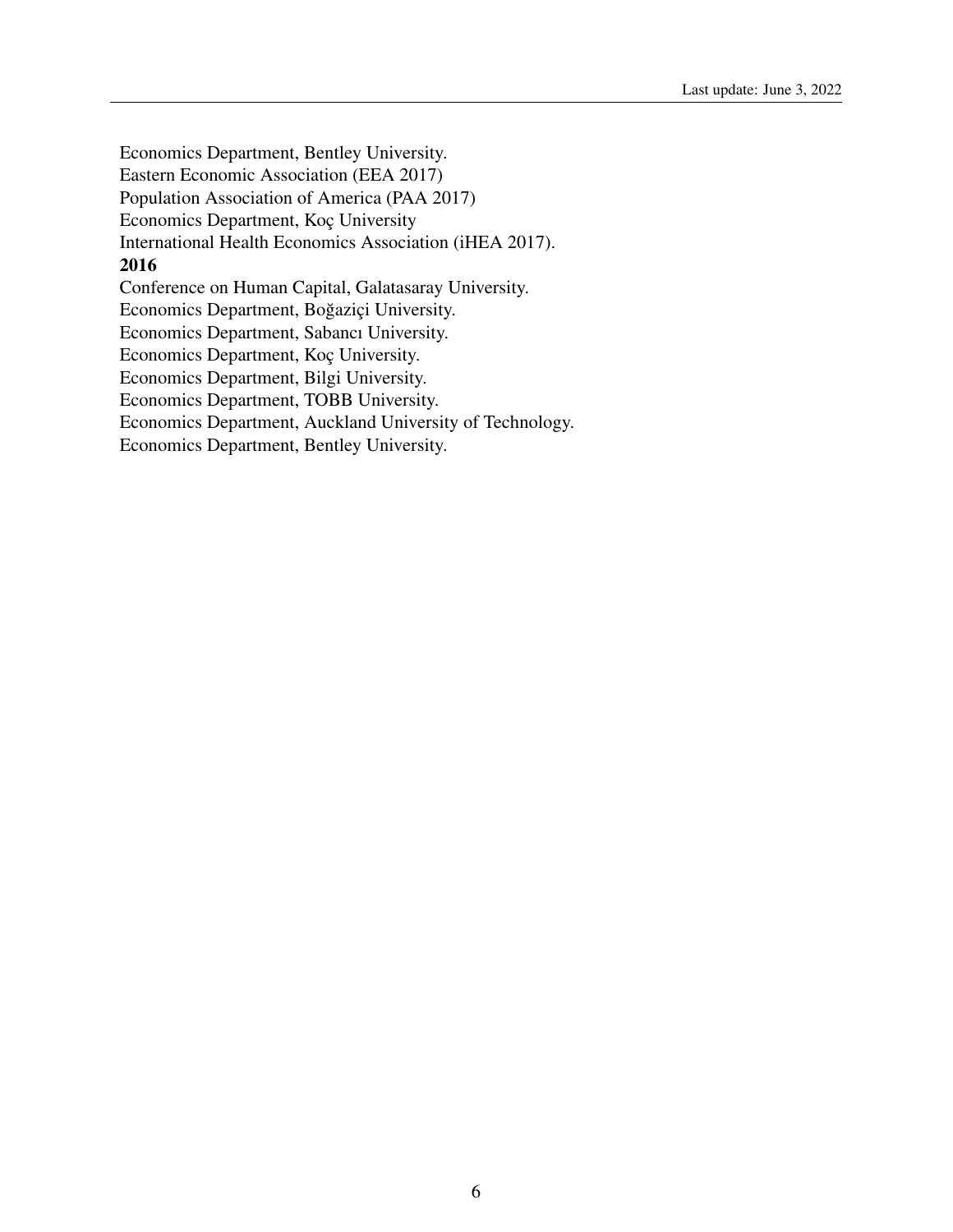Economics Department, Bentley University.
Eastern Economic Association (EEA 2017)
Population Association of America (PAA 2017)
Economics Department, Koç University
International Health Economics Association (iHEA 2017).

**2016**

Conference on Human Capital, Galatasaray University.
Economics Department, Boğaziçi University.
Economics Department, Sabancı University.
Economics Department, Koç University.
Economics Department, Bilgi University.
Economics Department, TOBB University.
Economics Department, Auckland University of Technology.
Economics Department, Bentley University.